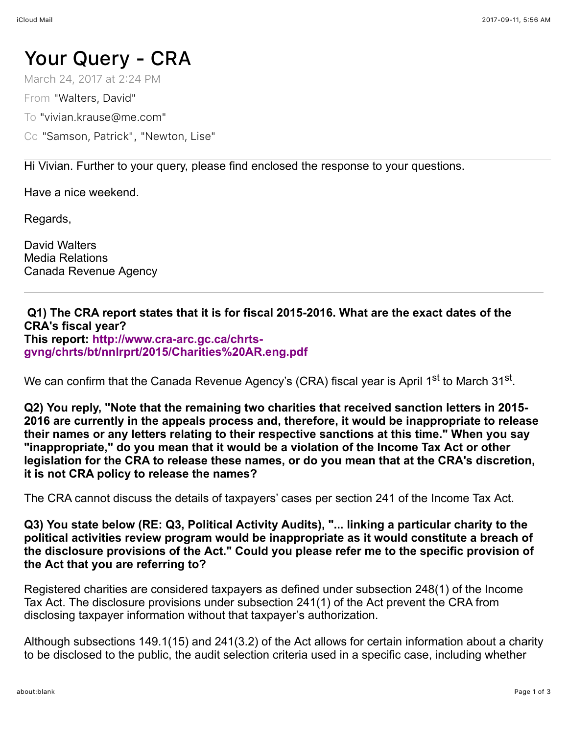# Your Query - CRA

March 24, 2017 at 2:24 PM

From "Walters, David"

To "vivian.krause@me.com"

Cc "Samson, Patrick", "Newton, Lise"

Hi Vivian. Further to your query, please find enclosed the response to your questions.

Have a nice weekend.

Regards,

David Walters
Media Relations
Canada Revenue Agency

---

**Q1) The CRA report states that it is for fiscal 2015-2016. What are the exact dates of the CRA's fiscal year?**
**This report: http://www.cra-arc.gc.ca/chrts-gvng/chrts/bt/nnlrprt/2015/Charities%20AR.eng.pdf**

We can confirm that the Canada Revenue Agency's (CRA) fiscal year is April 1st to March 31st.

**Q2) You reply, "Note that the remaining two charities that received sanction letters in 2015-2016 are currently in the appeals process and, therefore, it would be inappropriate to release their names or any letters relating to their respective sanctions at this time." When you say "inappropriate," do you mean that it would be a violation of the Income Tax Act or other legislation for the CRA to release these names, or do you mean that at the CRA's discretion, it is not CRA policy to release the names?**

The CRA cannot discuss the details of taxpayers' cases per section 241 of the Income Tax Act.

**Q3) You state below (RE: Q3, Political Activity Audits), "... linking a particular charity to the political activities review program would be inappropriate as it would constitute a breach of the disclosure provisions of the Act." Could you please refer me to the specific provision of the Act that you are referring to?**

Registered charities are considered taxpayers as defined under subsection 248(1) of the Income Tax Act. The disclosure provisions under subsection 241(1) of the Act prevent the CRA from disclosing taxpayer information without that taxpayer's authorization.

Although subsections 149.1(15) and 241(3.2) of the Act allows for certain information about a charity to be disclosed to the public, the audit selection criteria used in a specific case, including whether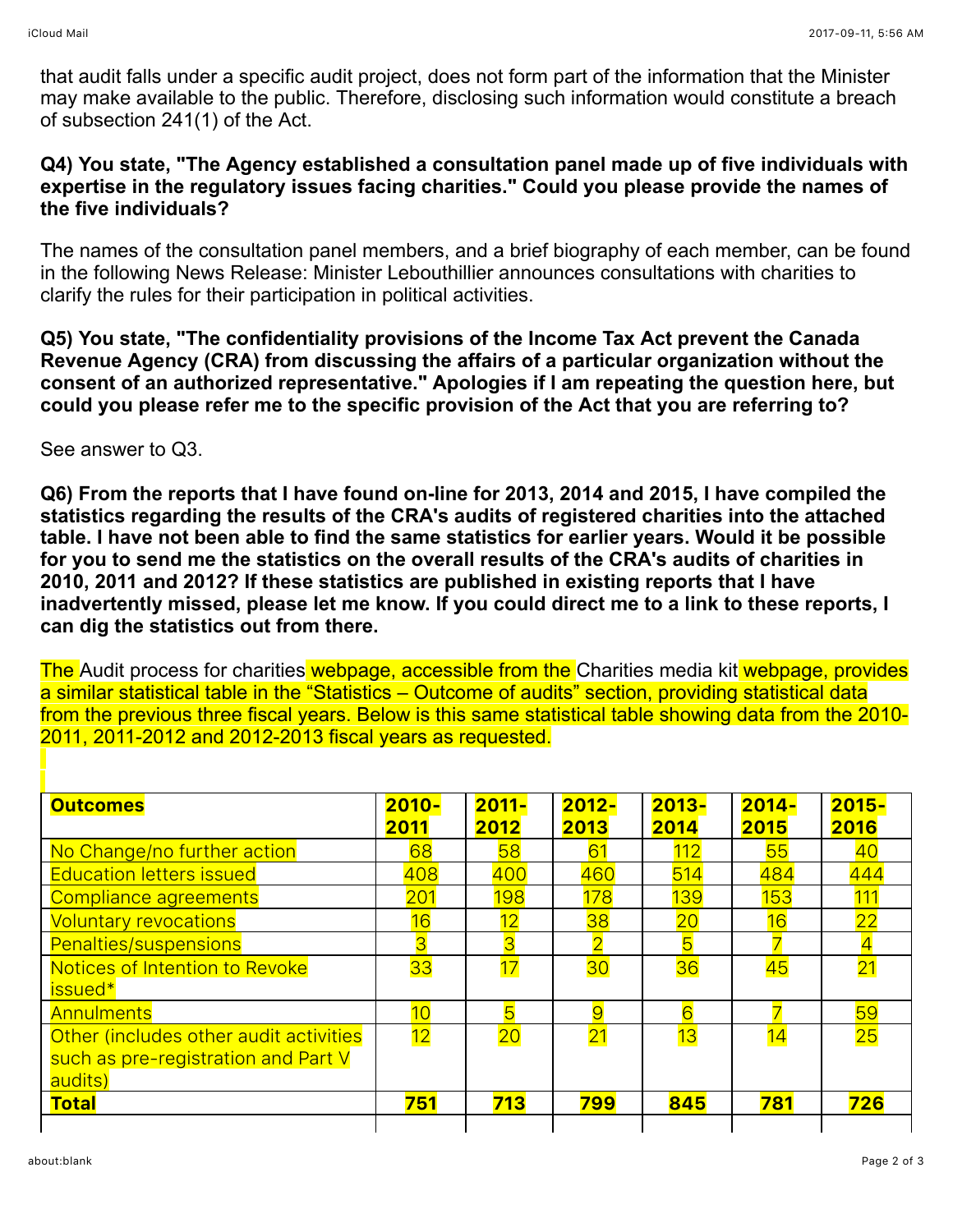that audit falls under a specific audit project, does not form part of the information that the Minister may make available to the public. Therefore, disclosing such information would constitute a breach of subsection 241(1) of the Act.

**Q4) You state, "The Agency established a consultation panel made up of five individuals with expertise in the regulatory issues facing charities." Could you please provide the names of the five individuals?**

The names of the consultation panel members, and a brief biography of each member, can be found in the following News Release: Minister Lebouthillier announces consultations with charities to clarify the rules for their participation in political activities.

**Q5) You state, "The confidentiality provisions of the Income Tax Act prevent the Canada Revenue Agency (CRA) from discussing the affairs of a particular organization without the consent of an authorized representative." Apologies if I am repeating the question here, but could you please refer me to the specific provision of the Act that you are referring to?**

See answer to Q3.

**Q6) From the reports that I have found on-line for 2013, 2014 and 2015, I have compiled the statistics regarding the results of the CRA's audits of registered charities into the attached table. I have not been able to find the same statistics for earlier years. Would it be possible for you to send me the statistics on the overall results of the CRA's audits of charities in 2010, 2011 and 2012? If these statistics are published in existing reports that I have inadvertently missed, please let me know. If you could direct me to a link to these reports, I can dig the statistics out from there.**

The Audit process for charities webpage, accessible from the Charities media kit webpage, provides a similar statistical table in the "Statistics – Outcome of audits" section, providing statistical data from the previous three fiscal years. Below is this same statistical table showing data from the 2010-2011, 2011-2012 and 2012-2013 fiscal years as requested.

| **Outcomes** | **2010-2011** | **2011-2012** | **2012-2013** | **2013-2014** | **2014-2015** | **2015-2016** |
|---|---|---|---|---|---|---|
| No Change/no further action | 68 | 58 | 61 | 112 | 55 | 40 |
| Education letters issued | 408 | 400 | 460 | 514 | 484 | 444 |
| Compliance agreements | 201 | 198 | 178 | 139 | 153 | 111 |
| Voluntary revocations | 16 | 12 | 38 | 20 | 16 | 22 |
| Penalties/suspensions | 3 | 3 | 2 | 5 | 7 | 4 |
| Notices of Intention to Revoke issued* | 33 | 17 | 30 | 36 | 45 | 21 |
| Annulments | 10 | 5 | 9 | 6 | 7 | 59 |
| Other (includes other audit activities such as pre-registration and Part V audits) | 12 | 20 | 21 | 13 | 14 | 25 |
| **Total** | **751** | **713** | **799** | **845** | **781** | **726** |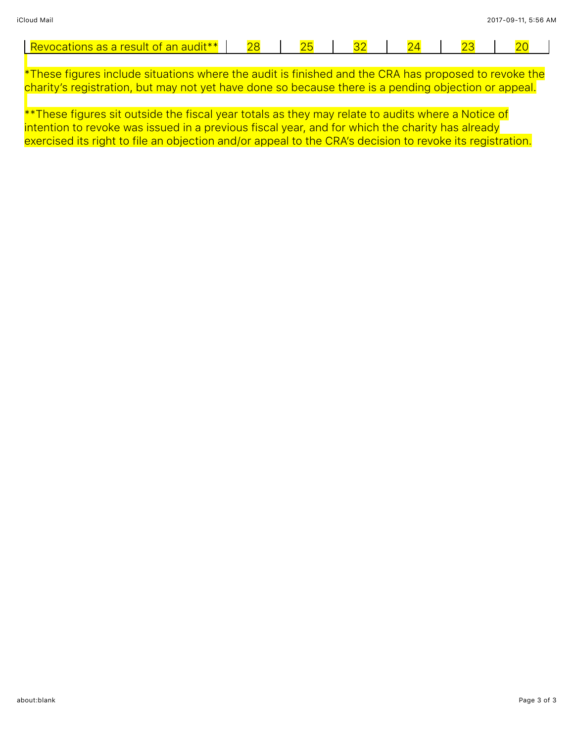| | | | | | | |
|---|---|---|---|---|---|---|
| Revocations as a result of an audit** | 28 | 25 | 32 | 24 | 23 | 20 |

*These figures include situations where the audit is finished and the CRA has proposed to revoke the charity's registration, but may not yet have done so because there is a pending objection or appeal.

**These figures sit outside the fiscal year totals as they may relate to audits where a Notice of intention to revoke was issued in a previous fiscal year, and for which the charity has already exercised its right to file an objection and/or appeal to the CRA's decision to revoke its registration.